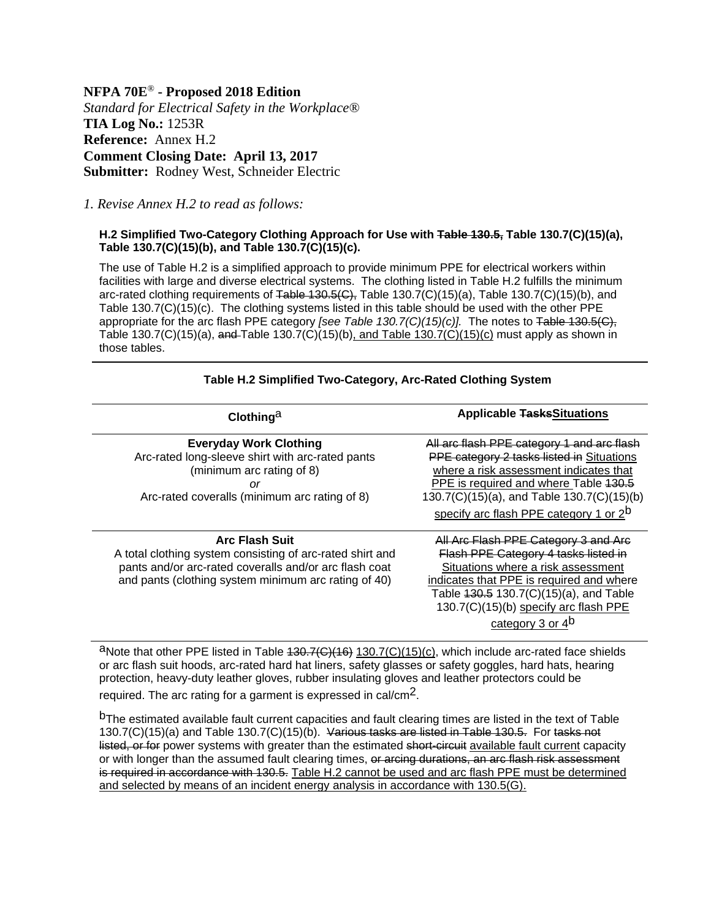**NFPA 70E® - Proposed 2018 Edition**
*Standard for Electrical Safety in the Workplace®*
**TIA Log No.:** 1253R
**Reference:** Annex H.2
**Comment Closing Date: April 13, 2017**
**Submitter:** Rodney West, Schneider Electric

*1. Revise Annex H.2 to read as follows:*

**H.2 Simplified Two-Category Clothing Approach for Use with ~~Table 130.5,~~ Table 130.7(C)(15)(a), Table 130.7(C)(15)(b), and Table 130.7(C)(15)(c).**

The use of Table H.2 is a simplified approach to provide minimum PPE for electrical workers within facilities with large and diverse electrical systems. The clothing listed in Table H.2 fulfills the minimum arc-rated clothing requirements of ~~Table 130.5(C),~~ Table 130.7(C)(15)(a), Table 130.7(C)(15)(b), and Table 130.7(C)(15)(c). The clothing systems listed in this table should be used with the other PPE appropriate for the arc flash PPE category *[see Table 130.7(C)(15)(c)].* The notes to ~~Table 130.5(C),~~ Table 130.7(C)(15)(a), ~~and~~ Table 130.7(C)(15)(b)<u>, and Table 130.7(C)(15)(c)</u> must apply as shown in those tables.

**Table H.2 Simplified Two-Category, Arc-Rated Clothing System**

| Clothing[a] | Applicable ~~Tasks~~<u>Situations</u> |
|---|---|
| **Everyday Work Clothing**<br>Arc-rated long-sleeve shirt with arc-rated pants (minimum arc rating of 8)<br>*or*<br>Arc-rated coveralls (minimum arc rating of 8) | ~~All arc flash PPE category 1 and arc flash PPE category 2 tasks listed in~~ <u>Situations where a risk assessment indicates that PPE is required and where</u> Table ~~130.5~~ 130.7(C)(15)(a), and Table 130.7(C)(15)(b) <u>specify arc flash PPE category 1 or 2</u>[b] |
| **Arc Flash Suit**<br>A total clothing system consisting of arc-rated shirt and pants and/or arc-rated coveralls and/or arc flash coat and pants (clothing system minimum arc rating of 40) | ~~All Arc Flash PPE Category 3 and Arc Flash PPE Category 4 tasks listed in~~ <u>Situations where a risk assessment indicates that PPE is required and where</u> Table ~~130.5~~ 130.7(C)(15)(a), and Table 130.7(C)(15)(b) <u>specify arc flash PPE category 3 or 4</u>[b] |

[a]Note that other PPE listed in Table ~~130.7(C)(16)~~ <u>130.7(C)(15)(c)</u>, which include arc-rated face shields or arc flash suit hoods, arc-rated hard hat liners, safety glasses or safety goggles, hard hats, hearing protection, heavy-duty leather gloves, rubber insulating gloves and leather protectors could be required. The arc rating for a garment is expressed in cal/cm$^2$.

[b]The estimated available fault current capacities and fault clearing times are listed in the text of Table 130.7(C)(15)(a) and Table 130.7(C)(15)(b). ~~Various tasks are listed in Table 130.5.~~ For ~~tasks not listed, or for~~ power systems with greater than the estimated ~~short-circuit~~ <u>available fault current</u> capacity or with longer than the assumed fault clearing times, ~~or arcing durations, an arc flash risk assessment is required in accordance with 130.5.~~ <u>Table H.2 cannot be used and arc flash PPE must be determined and selected by means of an incident energy analysis in accordance with 130.5(G).</u>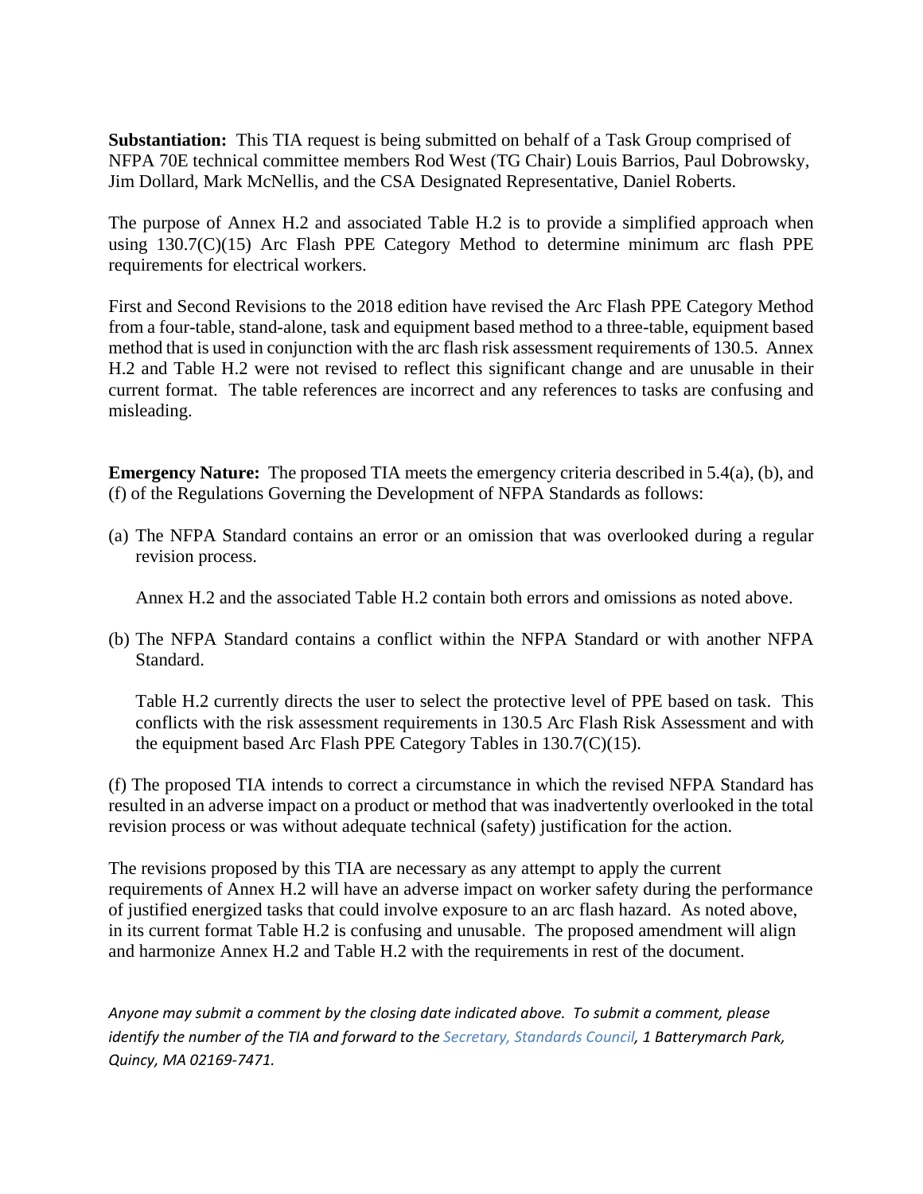**Substantiation:** This TIA request is being submitted on behalf of a Task Group comprised of NFPA 70E technical committee members Rod West (TG Chair) Louis Barrios, Paul Dobrowsky, Jim Dollard, Mark McNellis, and the CSA Designated Representative, Daniel Roberts.

The purpose of Annex H.2 and associated Table H.2 is to provide a simplified approach when using 130.7(C)(15) Arc Flash PPE Category Method to determine minimum arc flash PPE requirements for electrical workers.

First and Second Revisions to the 2018 edition have revised the Arc Flash PPE Category Method from a four-table, stand-alone, task and equipment based method to a three-table, equipment based method that is used in conjunction with the arc flash risk assessment requirements of 130.5. Annex H.2 and Table H.2 were not revised to reflect this significant change and are unusable in their current format. The table references are incorrect and any references to tasks are confusing and misleading.

**Emergency Nature:** The proposed TIA meets the emergency criteria described in 5.4(a), (b), and (f) of the Regulations Governing the Development of NFPA Standards as follows:

(a) The NFPA Standard contains an error or an omission that was overlooked during a regular revision process.

Annex H.2 and the associated Table H.2 contain both errors and omissions as noted above.

(b) The NFPA Standard contains a conflict within the NFPA Standard or with another NFPA Standard.

Table H.2 currently directs the user to select the protective level of PPE based on task. This conflicts with the risk assessment requirements in 130.5 Arc Flash Risk Assessment and with the equipment based Arc Flash PPE Category Tables in 130.7(C)(15).

(f) The proposed TIA intends to correct a circumstance in which the revised NFPA Standard has resulted in an adverse impact on a product or method that was inadvertently overlooked in the total revision process or was without adequate technical (safety) justification for the action.

The revisions proposed by this TIA are necessary as any attempt to apply the current requirements of Annex H.2 will have an adverse impact on worker safety during the performance of justified energized tasks that could involve exposure to an arc flash hazard. As noted above, in its current format Table H.2 is confusing and unusable. The proposed amendment will align and harmonize Annex H.2 and Table H.2 with the requirements in rest of the document.

*Anyone may submit a comment by the closing date indicated above. To submit a comment, please identify the number of the TIA and forward to the Secretary, Standards Council, 1 Batterymarch Park, Quincy, MA 02169-7471.*